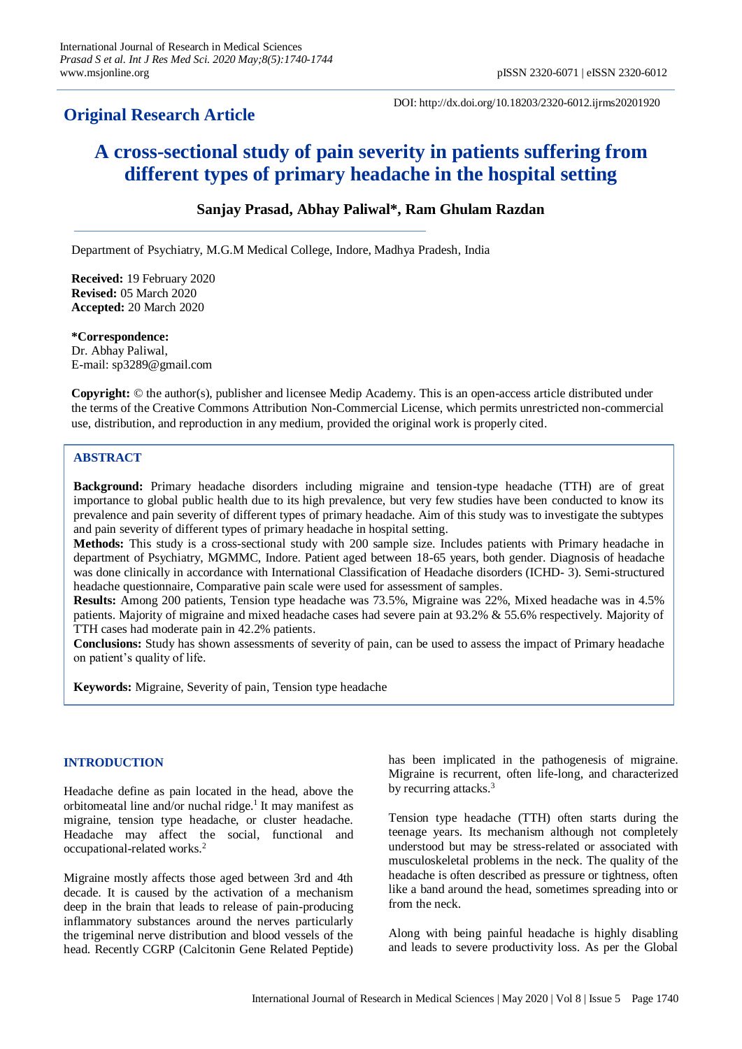**Original Research Article**

DOI: http://dx.doi.org/10.18203/2320-6012.ijrms20201920

# A cross-sectional study of pain severity in patients suffering from different types of primary headache in the hospital setting

**Sanjay Prasad, Abhay Paliwal*, Ram Ghulam Razdan**

Department of Psychiatry, M.G.M Medical College, Indore, Madhya Pradesh, India

**Received:** 19 February 2020
**Revised:** 05 March 2020
**Accepted:** 20 March 2020

**\*Correspondence:**
Dr. Abhay Paliwal,
E-mail: sp3289@gmail.com

**Copyright:** © the author(s), publisher and licensee Medip Academy. This is an open-access article distributed under the terms of the Creative Commons Attribution Non-Commercial License, which permits unrestricted non-commercial use, distribution, and reproduction in any medium, provided the original work is properly cited.

## ABSTRACT

**Background:** Primary headache disorders including migraine and tension-type headache (TTH) are of great importance to global public health due to its high prevalence, but very few studies have been conducted to know its prevalence and pain severity of different types of primary headache. Aim of this study was to investigate the subtypes and pain severity of different types of primary headache in hospital setting.

**Methods:** This study is a cross-sectional study with 200 sample size. Includes patients with Primary headache in department of Psychiatry, MGMMC, Indore. Patient aged between 18-65 years, both gender. Diagnosis of headache was done clinically in accordance with International Classification of Headache disorders (ICHD- 3). Semi-structured headache questionnaire, Comparative pain scale were used for assessment of samples.

**Results:** Among 200 patients, Tension type headache was 73.5%, Migraine was 22%, Mixed headache was in 4.5% patients. Majority of migraine and mixed headache cases had severe pain at 93.2% & 55.6% respectively. Majority of TTH cases had moderate pain in 42.2% patients.

**Conclusions:** Study has shown assessments of severity of pain, can be used to assess the impact of Primary headache on patient's quality of life.

**Keywords:** Migraine, Severity of pain, Tension type headache

## INTRODUCTION

Headache define as pain located in the head, above the orbitomeatal line and/or nuchal ridge.[1] It may manifest as migraine, tension type headache, or cluster headache. Headache may affect the social, functional and occupational-related works.[2]

Migraine mostly affects those aged between 3rd and 4th decade. It is caused by the activation of a mechanism deep in the brain that leads to release of pain-producing inflammatory substances around the nerves particularly the trigeminal nerve distribution and blood vessels of the head. Recently CGRP (Calcitonin Gene Related Peptide) has been implicated in the pathogenesis of migraine. Migraine is recurrent, often life-long, and characterized by recurring attacks.[3]

Tension type headache (TTH) often starts during the teenage years. Its mechanism although not completely understood but may be stress-related or associated with musculoskeletal problems in the neck. The quality of the headache is often described as pressure or tightness, often like a band around the head, sometimes spreading into or from the neck.

Along with being painful headache is highly disabling and leads to severe productivity loss. As per the Global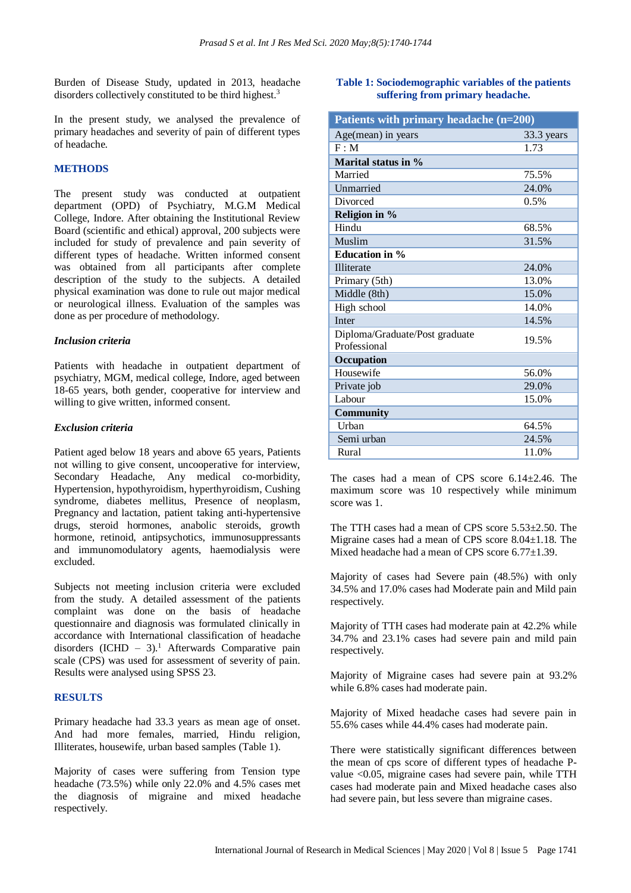Burden of Disease Study, updated in 2013, headache disorders collectively constituted to be third highest.[3]

In the present study, we analysed the prevalence of primary headaches and severity of pain of different types of headache.

## METHODS

The present study was conducted at outpatient department (OPD) of Psychiatry, M.G.M Medical College, Indore. After obtaining the Institutional Review Board (scientific and ethical) approval, 200 subjects were included for study of prevalence and pain severity of different types of headache. Written informed consent was obtained from all participants after complete description of the study to the subjects. A detailed physical examination was done to rule out major medical or neurological illness. Evaluation of the samples was done as per procedure of methodology.

### *Inclusion criteria*

Patients with headache in outpatient department of psychiatry, MGM, medical college, Indore, aged between 18-65 years, both gender, cooperative for interview and willing to give written, informed consent.

### *Exclusion criteria*

Patient aged below 18 years and above 65 years, Patients not willing to give consent, uncooperative for interview, Secondary Headache, Any medical co-morbidity, Hypertension, hypothyroidism, hyperthyroidism, Cushing syndrome, diabetes mellitus, Presence of neoplasm, Pregnancy and lactation, patient taking anti-hypertensive drugs, steroid hormones, anabolic steroids, growth hormone, retinoid, antipsychotics, immunosuppressants and immunomodulatory agents, haemodialysis were excluded.

Subjects not meeting inclusion criteria were excluded from the study. A detailed assessment of the patients complaint was done on the basis of headache questionnaire and diagnosis was formulated clinically in accordance with International classification of headache disorders (ICHD – 3).[1] Afterwards Comparative pain scale (CPS) was used for assessment of severity of pain. Results were analysed using SPSS 23.

## RESULTS

Primary headache had 33.3 years as mean age of onset. And had more females, married, Hindu religion, Illiterates, housewife, urban based samples (Table 1).

Majority of cases were suffering from Tension type headache (73.5%) while only 22.0% and 4.5% cases met the diagnosis of migraine and mixed headache respectively.

**Table 1: Sociodemographic variables of the patients suffering from primary headache.**

| Patients with primary headache (n=200) | |
|---|---|
| Age(mean) in years | 33.3 years |
| F : M | 1.73 |
| **Marital status in %** | |
| Married | 75.5% |
| Unmarried | 24.0% |
| Divorced | 0.5% |
| **Religion in %** | |
| Hindu | 68.5% |
| Muslim | 31.5% |
| **Education in %** | |
| Illiterate | 24.0% |
| Primary (5th) | 13.0% |
| Middle (8th) | 15.0% |
| High school | 14.0% |
| Inter | 14.5% |
| Diploma/Graduate/Post graduate Professional | 19.5% |
| **Occupation** | |
| Housewife | 56.0% |
| Private job | 29.0% |
| Labour | 15.0% |
| **Community** | |
| Urban | 64.5% |
| Semi urban | 24.5% |
| Rural | 11.0% |

The cases had a mean of CPS score 6.14±2.46. The maximum score was 10 respectively while minimum score was 1.

The TTH cases had a mean of CPS score 5.53±2.50. The Migraine cases had a mean of CPS score 8.04±1.18. The Mixed headache had a mean of CPS score 6.77±1.39.

Majority of cases had Severe pain (48.5%) with only 34.5% and 17.0% cases had Moderate pain and Mild pain respectively.

Majority of TTH cases had moderate pain at 42.2% while 34.7% and 23.1% cases had severe pain and mild pain respectively.

Majority of Migraine cases had severe pain at 93.2% while 6.8% cases had moderate pain.

Majority of Mixed headache cases had severe pain in 55.6% cases while 44.4% cases had moderate pain.

There were statistically significant differences between the mean of cps score of different types of headache P-value <0.05, migraine cases had severe pain, while TTH cases had moderate pain and Mixed headache cases also had severe pain, but less severe than migraine cases.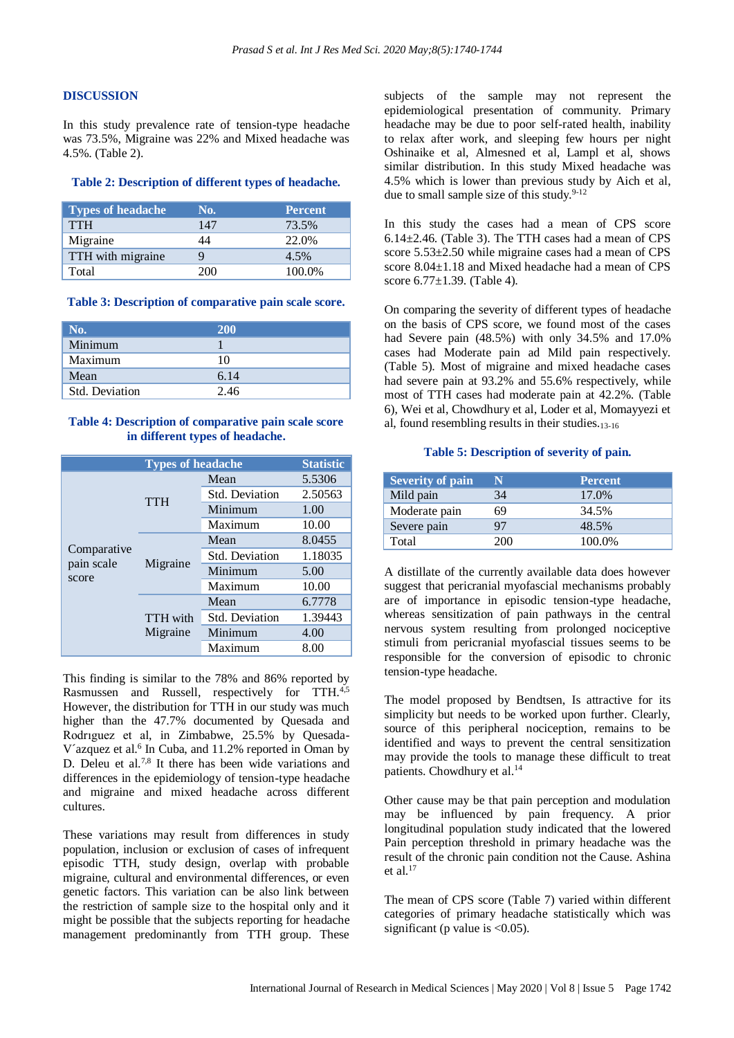## DISCUSSION

In this study prevalence rate of tension-type headache was 73.5%, Migraine was 22% and Mixed headache was 4.5%. (Table 2).

**Table 2: Description of different types of headache.**

| Types of headache | No. | Percent |
|---|---|---|
| TTH | 147 | 73.5% |
| Migraine | 44 | 22.0% |
| TTH with migraine | 9 | 4.5% |
| Total | 200 | 100.0% |

**Table 3: Description of comparative pain scale score.**

| No. | 200 |
|---|---|
| Minimum | 1 |
| Maximum | 10 |
| Mean | 6.14 |
| Std. Deviation | 2.46 |

**Table 4: Description of comparative pain scale score in different types of headache.**

| | Types of headache | | Statistic |
|---|---|---|---|
| Comparative pain scale score | TTH | Mean | 5.5306 |
| | | Std. Deviation | 2.50563 |
| | | Minimum | 1.00 |
| | | Maximum | 10.00 |
| | Migraine | Mean | 8.0455 |
| | | Std. Deviation | 1.18035 |
| | | Minimum | 5.00 |
| | | Maximum | 10.00 |
| | TTH with Migraine | Mean | 6.7778 |
| | | Std. Deviation | 1.39443 |
| | | Minimum | 4.00 |
| | | Maximum | 8.00 |

This finding is similar to the 78% and 86% reported by Rasmussen and Russell, respectively for TTH.[4,5] However, the distribution for TTH in our study was much higher than the 47.7% documented by Quesada and Rodrıguez et al, in Zimbabwe, 25.5% by Quesada-V´azquez et al.[6] In Cuba, and 11.2% reported in Oman by D. Deleu et al.[7,8] It there has been wide variations and differences in the epidemiology of tension-type headache and migraine and mixed headache across different cultures.

These variations may result from differences in study population, inclusion or exclusion of cases of infrequent episodic TTH, study design, overlap with probable migraine, cultural and environmental differences, or even genetic factors. This variation can be also link between the restriction of sample size to the hospital only and it might be possible that the subjects reporting for headache management predominantly from TTH group. These subjects of the sample may not represent the epidemiological presentation of community. Primary headache may be due to poor self-rated health, inability to relax after work, and sleeping few hours per night Oshinaike et al, Almesned et al, Lampl et al, shows similar distribution. In this study Mixed headache was 4.5% which is lower than previous study by Aich et al, due to small sample size of this study.[9-12]

In this study the cases had a mean of CPS score 6.14±2.46. (Table 3). The TTH cases had a mean of CPS score 5.53±2.50 while migraine cases had a mean of CPS score 8.04±1.18 and Mixed headache had a mean of CPS score 6.77±1.39. (Table 4).

On comparing the severity of different types of headache on the basis of CPS score, we found most of the cases had Severe pain (48.5%) with only 34.5% and 17.0% cases had Moderate pain ad Mild pain respectively. (Table 5). Most of migraine and mixed headache cases had severe pain at 93.2% and 55.6% respectively, while most of TTH cases had moderate pain at 42.2%. (Table 6), Wei et al, Chowdhury et al, Loder et al, Momayyezi et al, found resembling results in their studies.[13-16]

**Table 5: Description of severity of pain.**

| Severity of pain | N | Percent |
|---|---|---|
| Mild pain | 34 | 17.0% |
| Moderate pain | 69 | 34.5% |
| Severe pain | 97 | 48.5% |
| Total | 200 | 100.0% |

A distillate of the currently available data does however suggest that pericranial myofascial mechanisms probably are of importance in episodic tension-type headache, whereas sensitization of pain pathways in the central nervous system resulting from prolonged nociceptive stimuli from pericranial myofascial tissues seems to be responsible for the conversion of episodic to chronic tension-type headache.

The model proposed by Bendtsen, Is attractive for its simplicity but needs to be worked upon further. Clearly, source of this peripheral nociception, remains to be identified and ways to prevent the central sensitization may provide the tools to manage these difficult to treat patients. Chowdhury et al.[14]

Other cause may be that pain perception and modulation may be influenced by pain frequency. A prior longitudinal population study indicated that the lowered Pain perception threshold in primary headache was the result of the chronic pain condition not the Cause. Ashina et al.[17]

The mean of CPS score (Table 7) varied within different categories of primary headache statistically which was significant (p value is <0.05).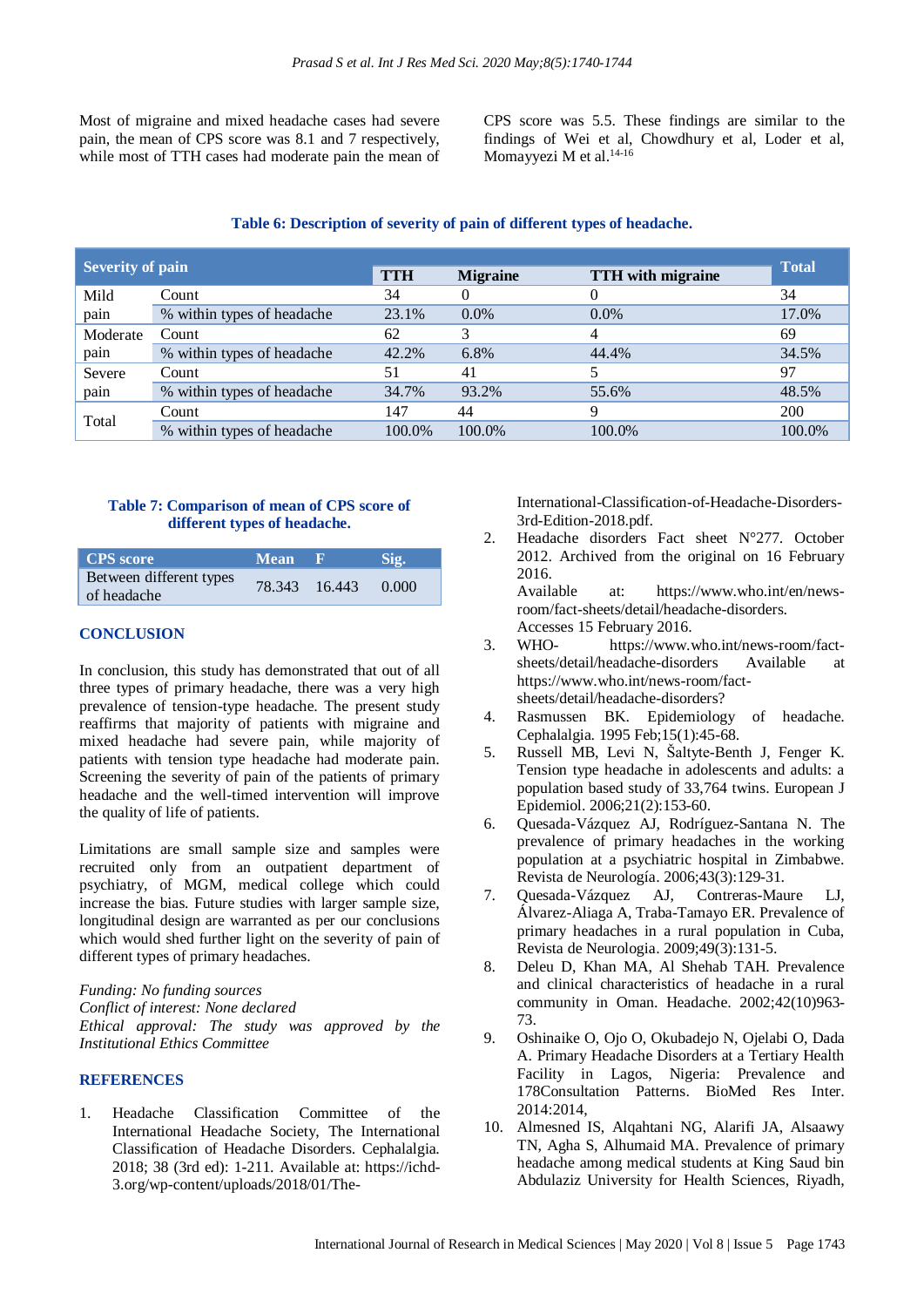Most of migraine and mixed headache cases had severe pain, the mean of CPS score was 8.1 and 7 respectively, while most of TTH cases had moderate pain the mean of CPS score was 5.5. These findings are similar to the findings of Wei et al, Chowdhury et al, Loder et al, Momayyezi M et al.[14-16]

**Table 6: Description of severity of pain of different types of headache.**

| Severity of pain | | TTH | Migraine | TTH with migraine | Total |
|---|---|---|---|---|---|
| Mild pain | Count | 34 | 0 | 0 | 34 |
| | % within types of headache | 23.1% | 0.0% | 0.0% | 17.0% |
| Moderate pain | Count | 62 | 3 | 4 | 69 |
| | % within types of headache | 42.2% | 6.8% | 44.4% | 34.5% |
| Severe pain | Count | 51 | 41 | 5 | 97 |
| | % within types of headache | 34.7% | 93.2% | 55.6% | 48.5% |
| Total | Count | 147 | 44 | 9 | 200 |
| | % within types of headache | 100.0% | 100.0% | 100.0% | 100.0% |

**Table 7: Comparison of mean of CPS score of different types of headache.**

| CPS score | Mean | F | Sig. |
|---|---|---|---|
| Between different types of headache | 78.343 | 16.443 | 0.000 |

## CONCLUSION

In conclusion, this study has demonstrated that out of all three types of primary headache, there was a very high prevalence of tension-type headache. The present study reaffirms that majority of patients with migraine and mixed headache had severe pain, while majority of patients with tension type headache had moderate pain. Screening the severity of pain of the patients of primary headache and the well-timed intervention will improve the quality of life of patients.

Limitations are small sample size and samples were recruited only from an outpatient department of psychiatry, of MGM, medical college which could increase the bias. Future studies with larger sample size, longitudinal design are warranted as per our conclusions which would shed further light on the severity of pain of different types of primary headaches.

*Funding: No funding sources*
*Conflict of interest: None declared*
*Ethical approval: The study was approved by the Institutional Ethics Committee*

## REFERENCES

1. Headache Classification Committee of the International Headache Society, The International Classification of Headache Disorders. Cephalalgia. 2018; 38 (3rd ed): 1-211. Available at: https://ichd-3.org/wp-content/uploads/2018/01/The-International-Classification-of-Headache-Disorders-3rd-Edition-2018.pdf.
2. Headache disorders Fact sheet N°277. October 2012. Archived from the original on 16 February 2016. Available at: https://www.who.int/en/news-room/fact-sheets/detail/headache-disorders. Accesses 15 February 2016.
3. WHO- https://www.who.int/news-room/fact-sheets/detail/headache-disorders Available at https://www.who.int/news-room/fact-sheets/detail/headache-disorders?
4. Rasmussen BK. Epidemiology of headache. Cephalalgia. 1995 Feb;15(1):45-68.
5. Russell MB, Levi N, Šaltyte-Benth J, Fenger K. Tension type headache in adolescents and adults: a population based study of 33,764 twins. European J Epidemiol. 2006;21(2):153-60.
6. Quesada-Vázquez AJ, Rodríguez-Santana N. The prevalence of primary headaches in the working population at a psychiatric hospital in Zimbabwe. Revista de Neurología. 2006;43(3):129-31.
7. Quesada-Vázquez AJ, Contreras-Maure LJ, Álvarez-Aliaga A, Traba-Tamayo ER. Prevalence of primary headaches in a rural population in Cuba, Revista de Neurologia. 2009;49(3):131-5.
8. Deleu D, Khan MA, Al Shehab TAH. Prevalence and clinical characteristics of headache in a rural community in Oman. Headache. 2002;42(10)963-73.
9. Oshinaike O, Ojo O, Okubadejo N, Ojelabi O, Dada A. Primary Headache Disorders at a Tertiary Health Facility in Lagos, Nigeria: Prevalence and 178Consultation Patterns. BioMed Res Inter. 2014:2014,
10. Almesned IS, Alqahtani NG, Alarifi JA, Alsaawy TN, Agha S, Alhumaid MA. Prevalence of primary headache among medical students at King Saud bin Abdulaziz University for Health Sciences, Riyadh,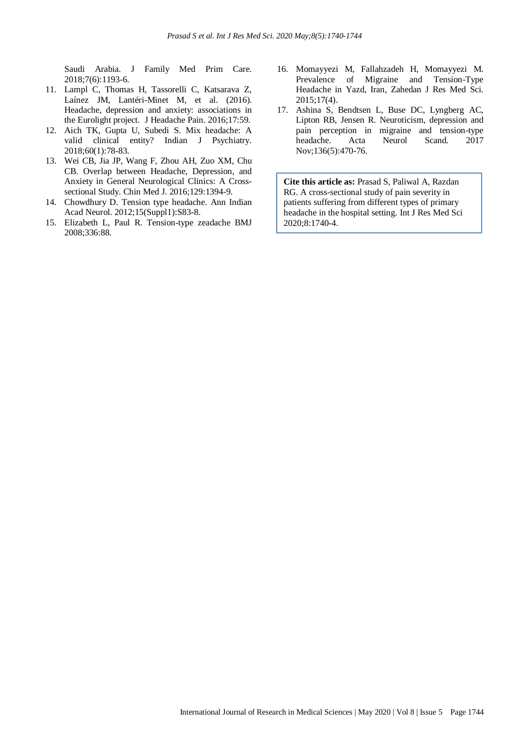Saudi Arabia. J Family Med Prim Care. 2018;7(6):1193-6.

11. Lampl C, Thomas H, Tassorelli C, Katsarava Z, Laínez JM, Lantéri-Minet M, et al. (2016). Headache, depression and anxiety: associations in the Eurolight project. J Headache Pain. 2016;17:59.
12. Aich TK, Gupta U, Subedi S. Mix headache: A valid clinical entity? Indian J Psychiatry. 2018;60(1):78-83.
13. Wei CB, Jia JP, Wang F, Zhou AH, Zuo XM, Chu CB. Overlap between Headache, Depression, and Anxiety in General Neurological Clinics: A Cross-sectional Study. Chin Med J. 2016;129:1394-9.
14. Chowdhury D. Tension type headache. Ann Indian Acad Neurol. 2012;15(Suppl1):S83-8.
15. Elizabeth L, Paul R. Tension-type zeadache BMJ 2008;336:88.
16. Momayyezi M, Fallahzadeh H, Momayyezi M. Prevalence of Migraine and Tension-Type Headache in Yazd, Iran, Zahedan J Res Med Sci. 2015;17(4).
17. Ashina S, Bendtsen L, Buse DC, Lyngberg AC, Lipton RB, Jensen R. Neuroticism, depression and pain perception in migraine and tension-type headache. Acta Neurol Scand. 2017 Nov;136(5):470-76.

**Cite this article as:** Prasad S, Paliwal A, Razdan RG. A cross-sectional study of pain severity in patients suffering from different types of primary headache in the hospital setting. Int J Res Med Sci 2020;8:1740-4.